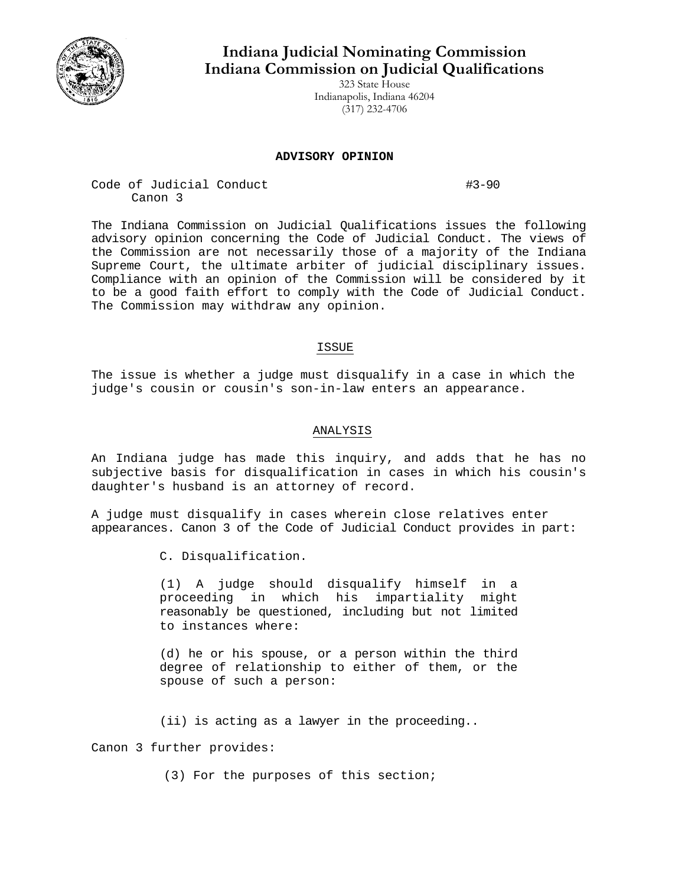# Indiana Judicial Nominating Commission
# Indiana Commission on Judicial Qualifications

323 State House
Indianapolis, Indiana 46204
(317) 232-4706

**ADVISORY OPINION**

Code of Judicial Conduct #3-90
Canon 3

The Indiana Commission on Judicial Qualifications issues the following advisory opinion concerning the Code of Judicial Conduct. The views of the Commission are not necessarily those of a majority of the Indiana Supreme Court, the ultimate arbiter of judicial disciplinary issues. Compliance with an opinion of the Commission will be considered by it to be a good faith effort to comply with the Code of Judicial Conduct. The Commission may withdraw any opinion.

## ISSUE

The issue is whether a judge must disqualify in a case in which the judge's cousin or cousin's son-in-law enters an appearance.

## ANALYSIS

An Indiana judge has made this inquiry, and adds that he has no subjective basis for disqualification in cases in which his cousin's daughter's husband is an attorney of record.

A judge must disqualify in cases wherein close relatives enter appearances. Canon 3 of the Code of Judicial Conduct provides in part:

> C. Disqualification.
>
> (1) A judge should disqualify himself in a proceeding in which his impartiality might reasonably be questioned, including but not limited to instances where:
>
> (d) he or his spouse, or a person within the third degree of relationship to either of them, or the spouse of such a person:
>
> (ii) is acting as a lawyer in the proceeding..

Canon 3 further provides:

> (3) For the purposes of this section;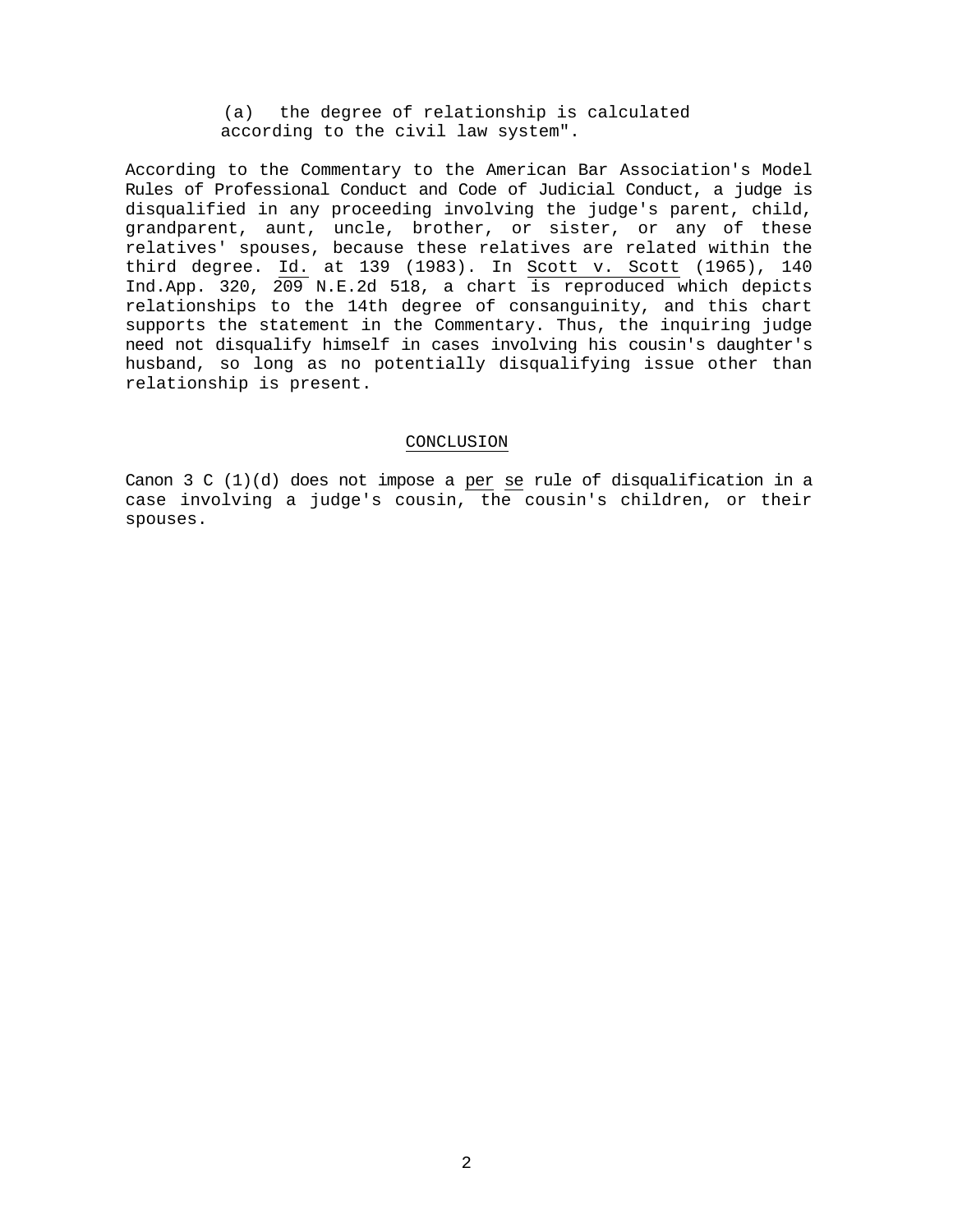(a) the degree of relationship is calculated according to the civil law system".

According to the Commentary to the American Bar Association's Model Rules of Professional Conduct and Code of Judicial Conduct, a judge is disqualified in any proceeding involving the judge's parent, child, grandparent, aunt, uncle, brother, or sister, or any of these relatives' spouses, because these relatives are related within the third degree. Id. at 139 (1983). In Scott v. Scott (1965), 140 Ind.App. 320, 209 N.E.2d 518, a chart is reproduced which depicts relationships to the 14th degree of consanguinity, and this chart supports the statement in the Commentary. Thus, the inquiring judge need not disqualify himself in cases involving his cousin's daughter's husband, so long as no potentially disqualifying issue other than relationship is present.

## CONCLUSION

Canon 3 C (1)(d) does not impose a *per se* rule of disqualification in a case involving a judge's cousin, the cousin's children, or their spouses.